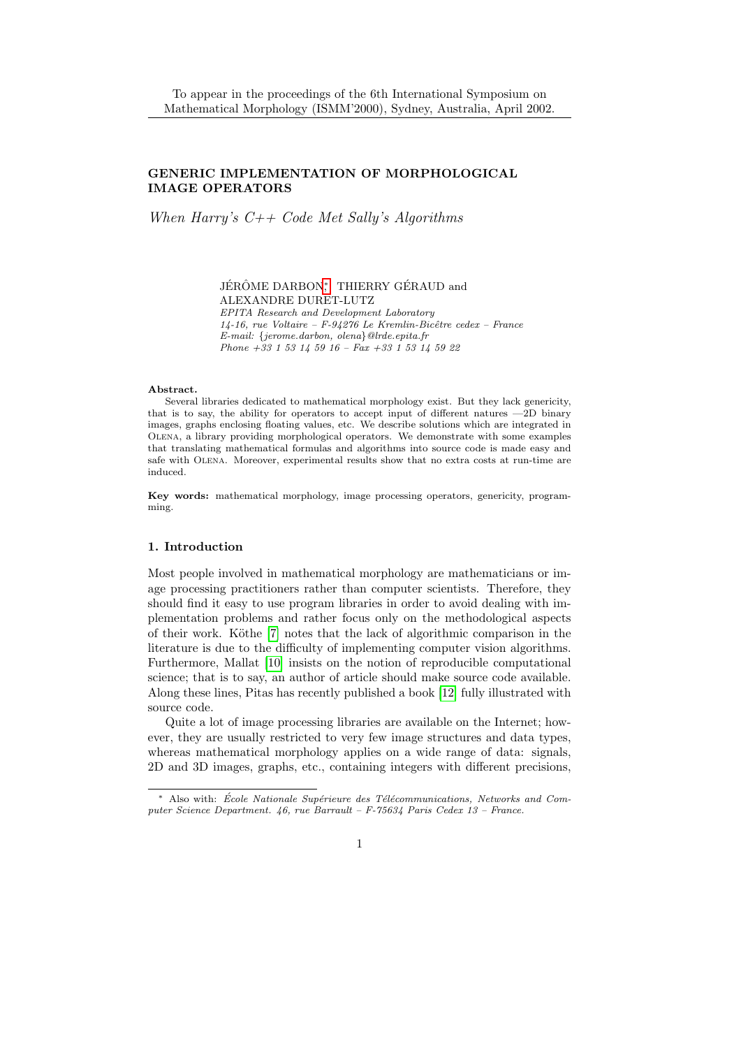To appear in the proceedings of the 6th International Symposium on Mathematical Morphology (ISMM'2000), Sydney, Australia, April 2002.

# GENERIC IMPLEMENTATION OF MORPHOLOGICAL IMAGE OPERATORS

*When Harry's C++ Code Met Sally's Algorithms*

JÉRÔME DARBON[*], THIERRY GÉRAUD and ALEXANDRE DURET-LUTZ
*EPITA Research and Development Laboratory*
*14-16, rue Voltaire – F-94276 Le Kremlin-Bicêtre cedex – France*
*E-mail: {jerome.darbon, olena}@lrde.epita.fr*
*Phone +33 1 53 14 59 16 – Fax +33 1 53 14 59 22*

**Abstract.**
Several libraries dedicated to mathematical morphology exist. But they lack genericity, that is to say, the ability for operators to accept input of different natures —2D binary images, graphs enclosing floating values, etc. We describe solutions which are integrated in Olena, a library providing morphological operators. We demonstrate with some examples that translating mathematical formulas and algorithms into source code is made easy and safe with Olena. Moreover, experimental results show that no extra costs at run-time are induced.

**Key words:** mathematical morphology, image processing operators, genericity, programming.

## 1. Introduction

Most people involved in mathematical morphology are mathematicians or image processing practitioners rather than computer scientists. Therefore, they should find it easy to use program libraries in order to avoid dealing with implementation problems and rather focus only on the methodological aspects of their work. Köthe [7] notes that the lack of algorithmic comparison in the literature is due to the difficulty of implementing computer vision algorithms. Furthermore, Mallat [10] insists on the notion of reproducible computational science; that is to say, an author of article should make source code available. Along these lines, Pitas has recently published a book [12] fully illustrated with source code.

Quite a lot of image processing libraries are available on the Internet; however, they are usually restricted to very few image structures and data types, whereas mathematical morphology applies on a wide range of data: signals, 2D and 3D images, graphs, etc., containing integers with different precisions,

[*] Also with: *École Nationale Supérieure des Télécommunications, Networks and Computer Science Department. 46, rue Barrault – F-75634 Paris Cedex 13 – France.*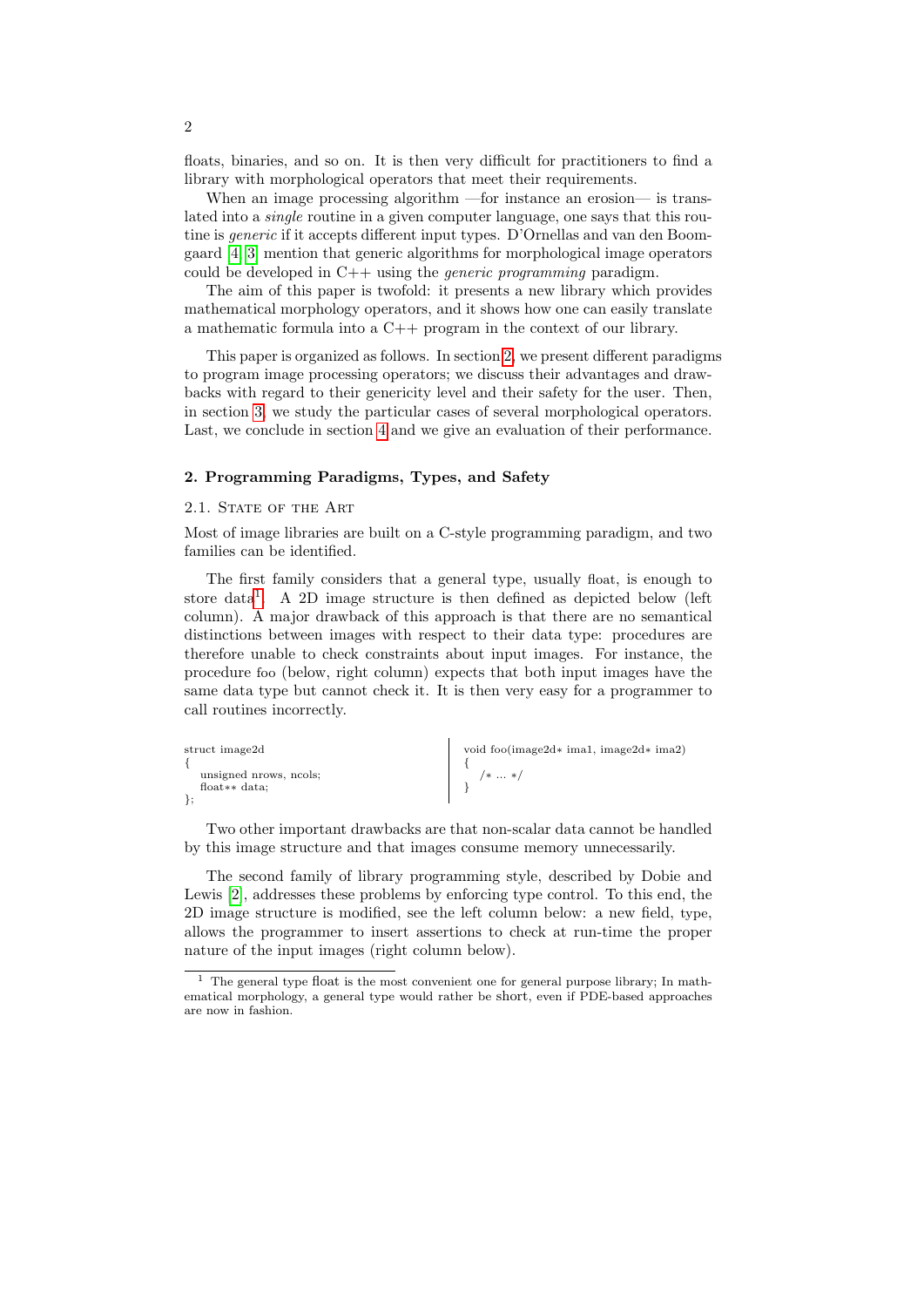floats, binaries, and so on. It is then very difficult for practitioners to find a library with morphological operators that meet their requirements.

When an image processing algorithm —for instance an erosion— is translated into a *single* routine in a given computer language, one says that this routine is *generic* if it accepts different input types. D'Ornellas and van den Boomgaard [4, 3] mention that generic algorithms for morphological image operators could be developed in C++ using the *generic programming* paradigm.

The aim of this paper is twofold: it presents a new library which provides mathematical morphology operators, and it shows how one can easily translate a mathematic formula into a C++ program in the context of our library.

This paper is organized as follows. In section 2, we present different paradigms to program image processing operators; we discuss their advantages and drawbacks with regard to their genericity level and their safety for the user. Then, in section 3, we study the particular cases of several morphological operators. Last, we conclude in section 4 and we give an evaluation of their performance.

## 2. Programming Paradigms, Types, and Safety

### 2.1. State of the Art

Most of image libraries are built on a C-style programming paradigm, and two families can be identified.

The first family considers that a general type, usually float, is enough to store data[1]. A 2D image structure is then defined as depicted below (left column). A major drawback of this approach is that there are no semantical distinctions between images with respect to their data type: procedures are therefore unable to check constraints about input images. For instance, the procedure foo (below, right column) expects that both input images have the same data type but cannot check it. It is then very easy for a programmer to call routines incorrectly.

```
struct image2d
{
   unsigned nrows, ncols;
   float** data;
};
```

```
void foo(image2d* ima1, image2d* ima2)
{
   /* ... */
}
```

Two other important drawbacks are that non-scalar data cannot be handled by this image structure and that images consume memory unnecessarily.

The second family of library programming style, described by Dobie and Lewis [2], addresses these problems by enforcing type control. To this end, the 2D image structure is modified, see the left column below: a new field, type, allows the programmer to insert assertions to check at run-time the proper nature of the input images (right column below).

[1] The general type float is the most convenient one for general purpose library; In mathematical morphology, a general type would rather be short, even if PDE-based approaches are now in fashion.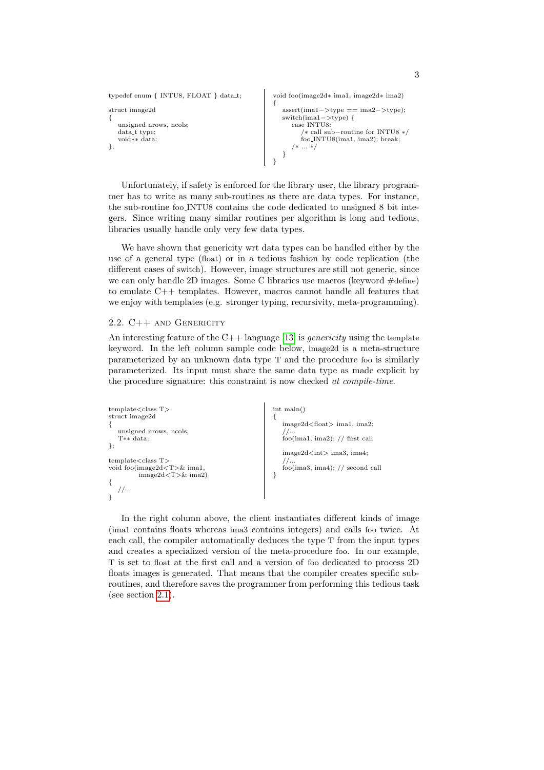```c
typedef enum { INTU8, FLOAT } data_t;

struct image2d
{
   unsigned nrows, ncols;
   data_t type;
   void** data;
};
```

```c
void foo(image2d* ima1, image2d* ima2)
{
   assert(ima1->type == ima2->type);
   switch(ima1->type) {
      case INTU8:
         /* call sub-routine for INTU8 */
         foo_INTU8(ima1, ima2); break;
      /* ... */
   }
}
```

Unfortunately, if safety is enforced for the library user, the library programmer has to write as many sub-routines as there are data types. For instance, the sub-routine foo_INTU8 contains the code dedicated to unsigned 8 bit integers. Since writing many similar routines per algorithm is long and tedious, libraries usually handle only very few data types.

We have shown that genericity wrt data types can be handled either by the use of a general type (float) or in a tedious fashion by code replication (the different cases of switch). However, image structures are still not generic, since we can only handle 2D images. Some C libraries use macros (keyword #define) to emulate C++ templates. However, macros cannot handle all features that we enjoy with templates (e.g. stronger typing, recursivity, meta-programming).

## 2.2. C++ and Genericity

An interesting feature of the C++ language [13] is *genericity* using the template keyword. In the left column sample code below, image2d is a meta-structure parameterized by an unknown data type T and the procedure foo is similarly parameterized. Its input must share the same data type as made explicit by the procedure signature: this constraint is now checked *at compile-time*.

```cpp
template<class T>
struct image2d
{
   unsigned nrows, ncols;
   T** data;
};

template<class T>
void foo(image2d<T>& ima1,
         image2d<T>& ima2)
{
   //...
}
```

```cpp
int main()
{
   image2d<float> ima1, ima2;
   //...
   foo(ima1, ima2); // first call

   image2d<int> ima3, ima4;
   //...
   foo(ima3, ima4); // second call
}
```

In the right column above, the client instantiates different kinds of image (ima1 contains floats whereas ima3 contains integers) and calls foo twice. At each call, the compiler automatically deduces the type T from the input types and creates a specialized version of the meta-procedure foo. In our example, T is set to float at the first call and a version of foo dedicated to process 2D floats images is generated. That means that the compiler creates specific sub-routines, and therefore saves the programmer from performing this tedious task (see section 2.1).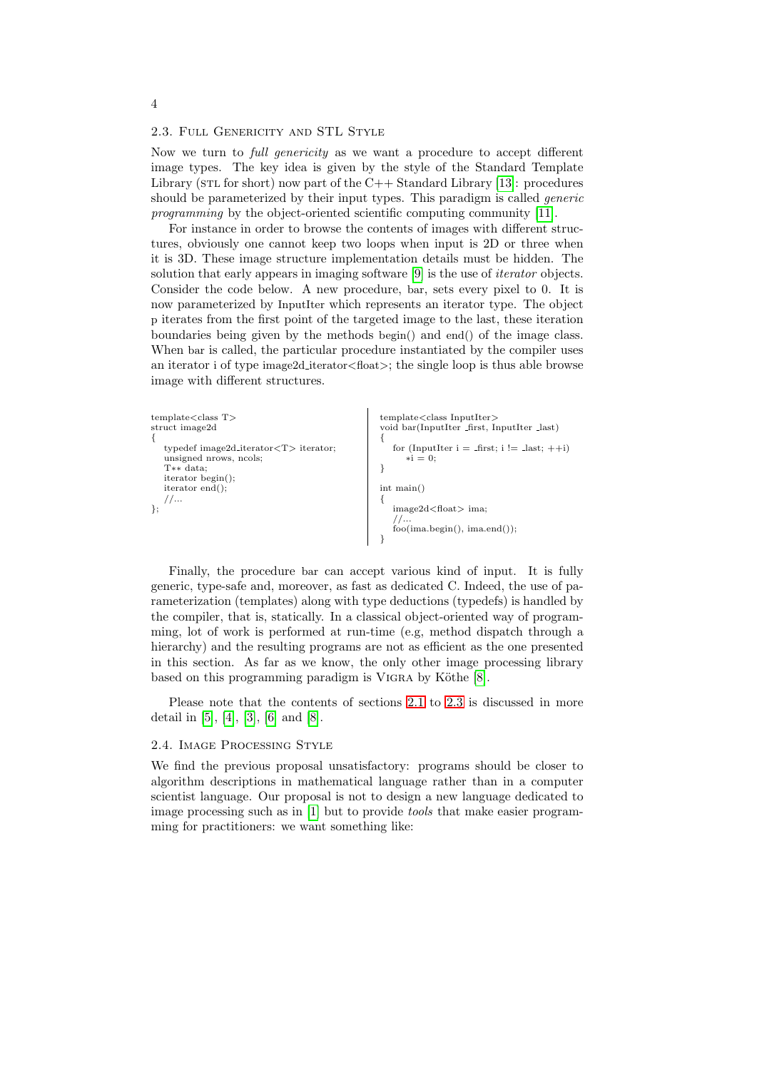### 2.3. Full Genericity and STL Style

Now we turn to *full genericity* as we want a procedure to accept different image types. The key idea is given by the style of the Standard Template Library (STL for short) now part of the C++ Standard Library [13]: procedures should be parameterized by their input types. This paradigm is called *generic programming* by the object-oriented scientific computing community [11].

For instance in order to browse the contents of images with different structures, obviously one cannot keep two loops when input is 2D or three when it is 3D. These image structure implementation details must be hidden. The solution that early appears in imaging software [9] is the use of *iterator* objects. Consider the code below. A new procedure, bar, sets every pixel to 0. It is now parameterized by InputIter which represents an iterator type. The object p iterates from the first point of the targeted image to the last, these iteration boundaries being given by the methods begin() and end() of the image class. When bar is called, the particular procedure instantiated by the compiler uses an iterator i of type image2d_iterator<float>; the single loop is thus able browse image with different structures.

```
template<class T>
struct image2d
{
    typedef image2d_iterator<T> iterator;
    unsigned nrows, ncols;
    T** data;
    iterator begin();
    iterator end();
    //...
};
```

```
template<class InputIter>
void bar(InputIter _first, InputIter _last)
{
    for (InputIter i = _first; i != _last; ++i)
        *i = 0;
}

int main()
{
    image2d<float> ima;
    //...
    foo(ima.begin(), ima.end());
}
```

Finally, the procedure bar can accept various kind of input. It is fully generic, type-safe and, moreover, as fast as dedicated C. Indeed, the use of parameterization (templates) along with type deductions (typedefs) is handled by the compiler, that is, statically. In a classical object-oriented way of programming, lot of work is performed at run-time (e.g, method dispatch through a hierarchy) and the resulting programs are not as efficient as the one presented in this section. As far as we know, the only other image processing library based on this programming paradigm is VIGRA by Köthe [8].

Please note that the contents of sections 2.1 to 2.3 is discussed in more detail in [5], [4], [3], [6] and [8].

### 2.4. Image Processing Style

We find the previous proposal unsatisfactory: programs should be closer to algorithm descriptions in mathematical language rather than in a computer scientist language. Our proposal is not to design a new language dedicated to image processing such as in [1] but to provide *tools* that make easier programming for practitioners: we want something like: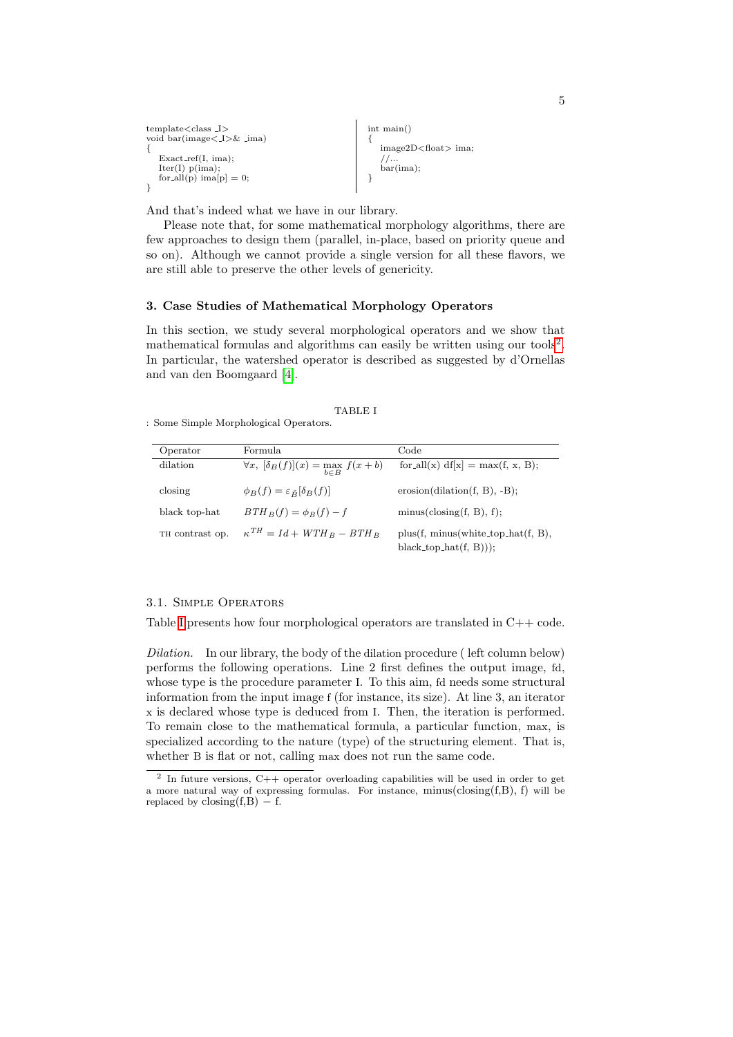```
template<class _I>
void bar(image<_I>& _ima)
{
   Exact_ref(I, ima);
   Iter(I) p(ima);
   for_all(p) ima[p] = 0;
}
```

```
int main()
{
   image2D<float> ima;
   //...
   bar(ima);
}
```

And that's indeed what we have in our library.

Please note that, for some mathematical morphology algorithms, there are few approaches to design them (parallel, in-place, based on priority queue and so on). Although we cannot provide a single version for all these flavors, we are still able to preserve the other levels of genericity.

### 3. Case Studies of Mathematical Morphology Operators

In this section, we study several morphological operators and we show that mathematical formulas and algorithms can easily be written using our tools[2]. In particular, the watershed operator is described as suggested by d'Ornellas and van den Boomgaard [4].

TABLE I
: Some Simple Morphological Operators.

| Operator | Formula | Code |
|---|---|---|
| dilation | $\forall x,\ [\delta_B(f)](x) = \max_{b \in B} f(x+b)$ | for_all(x) df[x] = max(f, x, B); |
| closing | $\phi_B(f) = \varepsilon_{\check{B}}[\delta_B(f)]$ | erosion(dilation(f, B), -B); |
| black top-hat | $BTH_B(f) = \phi_B(f) - f$ | minus(closing(f, B), f); |
| TH contrast op. | $\kappa^{TH} = Id + WTH_B - BTH_B$ | plus(f, minus(white_top_hat(f, B), black_top_hat(f, B))); |

#### 3.1. Simple Operators

Table I presents how four morphological operators are translated in C++ code.

*Dilation.* In our library, the body of the dilation procedure ( left column below) performs the following operations. Line 2 first defines the output image, fd, whose type is the procedure parameter I. To this aim, fd needs some structural information from the input image f (for instance, its size). At line 3, an iterator x is declared whose type is deduced from I. Then, the iteration is performed. To remain close to the mathematical formula, a particular function, max, is specialized according to the nature (type) of the structuring element. That is, whether B is flat or not, calling max does not run the same code.

---

[2] In future versions, C++ operator overloading capabilities will be used in order to get a more natural way of expressing formulas. For instance, minus(closing(f,B), f) will be replaced by closing(f,B) − f.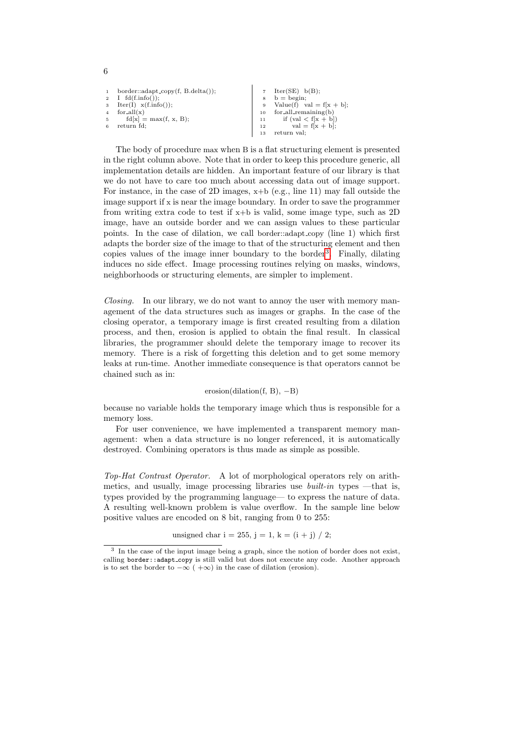```
1  border::adapt_copy(f, B.delta());
2  I  fd(f.info());
3  Iter(I)  x(f.info());
4  for_all(x)
5      fd[x] = max(f, x, B);
6  return fd;
```

```
7   Iter(SE)  b(B);
8   b = begin;
9   Value(f)  val = f[x + b];
10  for_all_remaining(b)
11      if (val < f[x + b])
12          val = f[x + b];
13  return val;
```

The body of procedure max when B is a flat structuring element is presented in the right column above. Note that in order to keep this procedure generic, all implementation details are hidden. An important feature of our library is that we do not have to care too much about accessing data out of image support. For instance, in the case of 2D images, x+b (e.g., line 11) may fall outside the image support if x is near the image boundary. In order to save the programmer from writing extra code to test if x+b is valid, some image type, such as 2D image, have an outside border and we can assign values to these particular points. In the case of dilation, we call border::adapt_copy (line 1) which first adapts the border size of the image to that of the structuring element and then copies values of the image inner boundary to the border[3]. Finally, dilating induces no side effect. Image processing routines relying on masks, windows, neighborhoods or structuring elements, are simpler to implement.

*Closing.* In our library, we do not want to annoy the user with memory management of the data structures such as images or graphs. In the case of the closing operator, a temporary image is first created resulting from a dilation process, and then, erosion is applied to obtain the final result. In classical libraries, the programmer should delete the temporary image to recover its memory. There is a risk of forgetting this deletion and to get some memory leaks at run-time. Another immediate consequence is that operators cannot be chained such as in:

erosion(dilation(f, B), −B)

because no variable holds the temporary image which thus is responsible for a memory loss.

For user convenience, we have implemented a transparent memory management: when a data structure is no longer referenced, it is automatically destroyed. Combining operators is thus made as simple as possible.

*Top-Hat Contrast Operator.* A lot of morphological operators rely on arithmetics, and usually, image processing libraries use *built-in* types —that is, types provided by the programming language— to express the nature of data. A resulting well-known problem is value overflow. In the sample line below positive values are encoded on 8 bit, ranging from 0 to 255:

unsigned char i = 255, j = 1, k = (i + j) / 2;

[3] In the case of the input image being a graph, since the notion of border does not exist, calling `border::adapt_copy` is still valid but does not execute any code. Another approach is to set the border to $-\infty$ ( $+\infty$) in the case of dilation (erosion).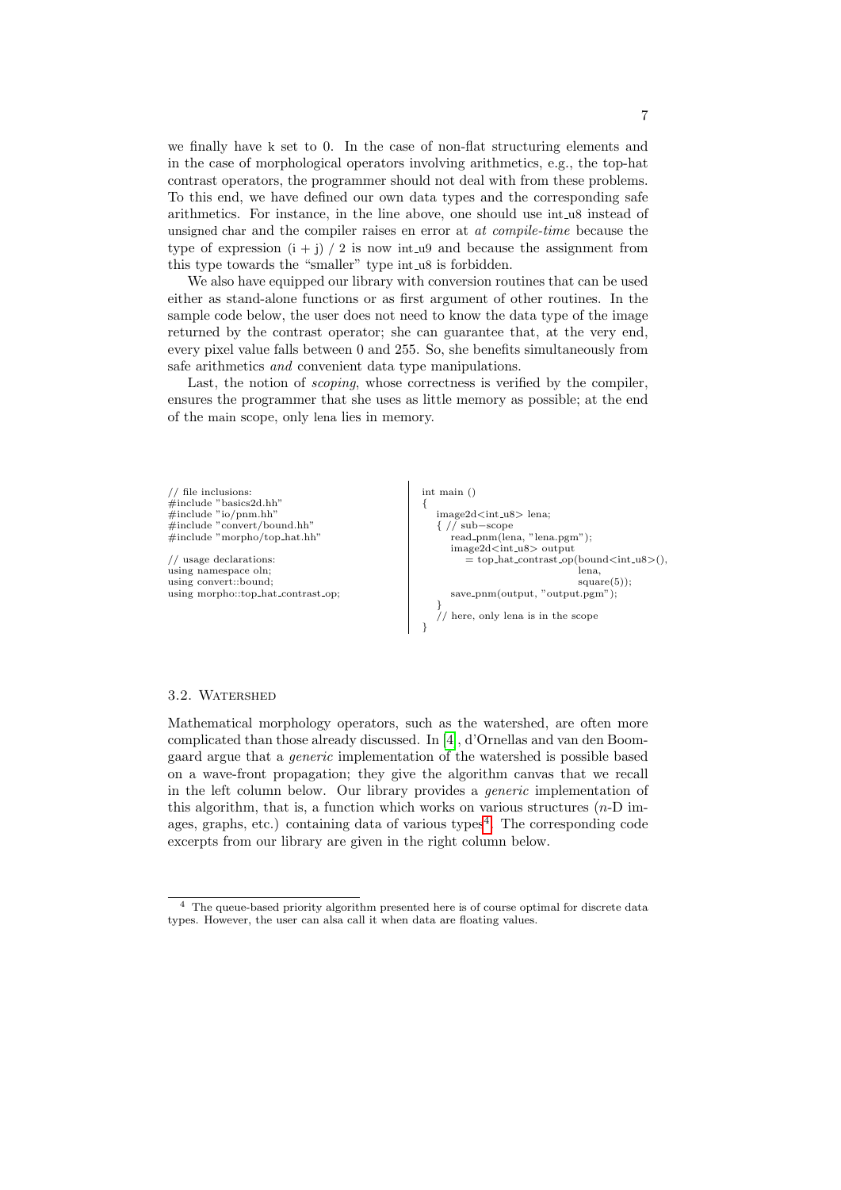we finally have k set to 0. In the case of non-flat structuring elements and in the case of morphological operators involving arithmetics, e.g., the top-hat contrast operators, the programmer should not deal with from these problems. To this end, we have defined our own data types and the corresponding safe arithmetics. For instance, in the line above, one should use int_u8 instead of unsigned char and the compiler raises en error at *at compile-time* because the type of expression (i + j) / 2 is now int_u9 and because the assignment from this type towards the "smaller" type int_u8 is forbidden.

We also have equipped our library with conversion routines that can be used either as stand-alone functions or as first argument of other routines. In the sample code below, the user does not need to know the data type of the image returned by the contrast operator; she can guarantee that, at the very end, every pixel value falls between 0 and 255. So, she benefits simultaneously from safe arithmetics *and* convenient data type manipulations.

Last, the notion of *scoping*, whose correctness is verified by the compiler, ensures the programmer that she uses as little memory as possible; at the end of the main scope, only lena lies in memory.

```
// file inclusions:
#include "basics2d.hh"
#include "io/pnm.hh"
#include "convert/bound.hh"
#include "morpho/top_hat.hh"

// usage declarations:
using namespace oln;
using convert::bound;
using morpho::top_hat_contrast_op;
```

```
int main ()
{
  image2d<int_u8> lena;
  { // sub−scope
    read_pnm(lena, "lena.pgm");
    image2d<int_u8> output
      = top_hat_contrast_op(bound<int_u8>(),
                            lena,
                            square(5));
    save_pnm(output, "output.pgm");
  }
  // here, only lena is in the scope
}
```

### 3.2. Watershed

Mathematical morphology operators, such as the watershed, are often more complicated than those already discussed. In [4], d'Ornellas and van den Boomgaard argue that a *generic* implementation of the watershed is possible based on a wave-front propagation; they give the algorithm canvas that we recall in the left column below. Our library provides a *generic* implementation of this algorithm, that is, a function which works on various structures ($n$-D images, graphs, etc.) containing data of various types[4]. The corresponding code excerpts from our library are given in the right column below.

[4] The queue-based priority algorithm presented here is of course optimal for discrete data types. However, the user can alsa call it when data are floating values.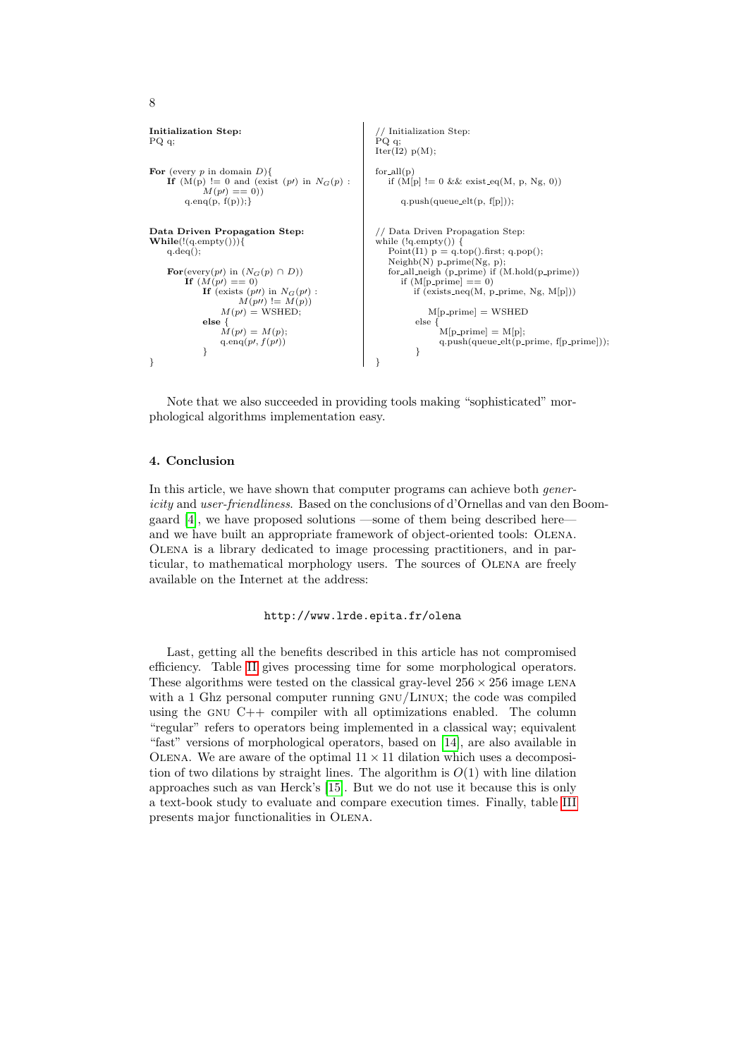**Initialization Step:**

```
PQ q;

For (every p in domain D){
    If (M(p) != 0 and (exist (p′) in N_G(p) :
            M(p′) == 0))
        q.enq(p, f(p));}

Data Driven Propagation Step:
While(!(q.empty())){
    q.deq();

    For(every(p′) in (N_G(p) ∩ D))
        If (M(p′) == 0)
            If (exists (p′′) in N_G(p′) :
                    M(p′′) != M(p))
                M(p′) = WSHED;
            else {
                M(p′) = M(p);
                q.enq(p′, f(p′))
            }
}
```

```
// Initialization Step:
PQ q;
Iter(I2) p(M);

for_all(p)
    if (M[p] != 0 && exist_eq(M, p, Ng, 0))

        q.push(queue_elt(p, f[p]));


// Data Driven Propagation Step:
while (!q.empty()) {
    Point(I1) p = q.top().first; q.pop();
    Neighb(N) p_prime(Ng, p);
    for_all_neigh (p_prime) if (M.hold(p_prime))
        if (M[p_prime] == 0)
            if (exists_neq(M, p_prime, Ng, M[p]))

                M[p_prime] = WSHED
            else {
                M[p_prime] = M[p];
                q.push(queue_elt(p_prime, f[p_prime]));
            }
}
```

Note that we also succeeded in providing tools making "sophisticated" morphological algorithms implementation easy.

## 4. Conclusion

In this article, we have shown that computer programs can achieve both *genericity* and *user-friendliness*. Based on the conclusions of d'Ornellas and van den Boomgaard [4], we have proposed solutions —some of them being described here— and we have built an appropriate framework of object-oriented tools: OLENA. OLENA is a library dedicated to image processing practitioners, and in particular, to mathematical morphology users. The sources of OLENA are freely available on the Internet at the address:

`http://www.lrde.epita.fr/olena`

Last, getting all the benefits described in this article has not compromised efficiency. Table II gives processing time for some morphological operators. These algorithms were tested on the classical gray-level $256 \times 256$ image LENA with a 1 Ghz personal computer running GNU/LINUX; the code was compiled using the GNU C++ compiler with all optimizations enabled. The column "regular" refers to operators being implemented in a classical way; equivalent "fast" versions of morphological operators, based on [14], are also available in OLENA. We are aware of the optimal $11 \times 11$ dilation which uses a decomposition of two dilations by straight lines. The algorithm is $O(1)$ with line dilation approaches such as van Herck's [15]. But we do not use it because this is only a text-book study to evaluate and compare execution times. Finally, table III presents major functionalities in OLENA.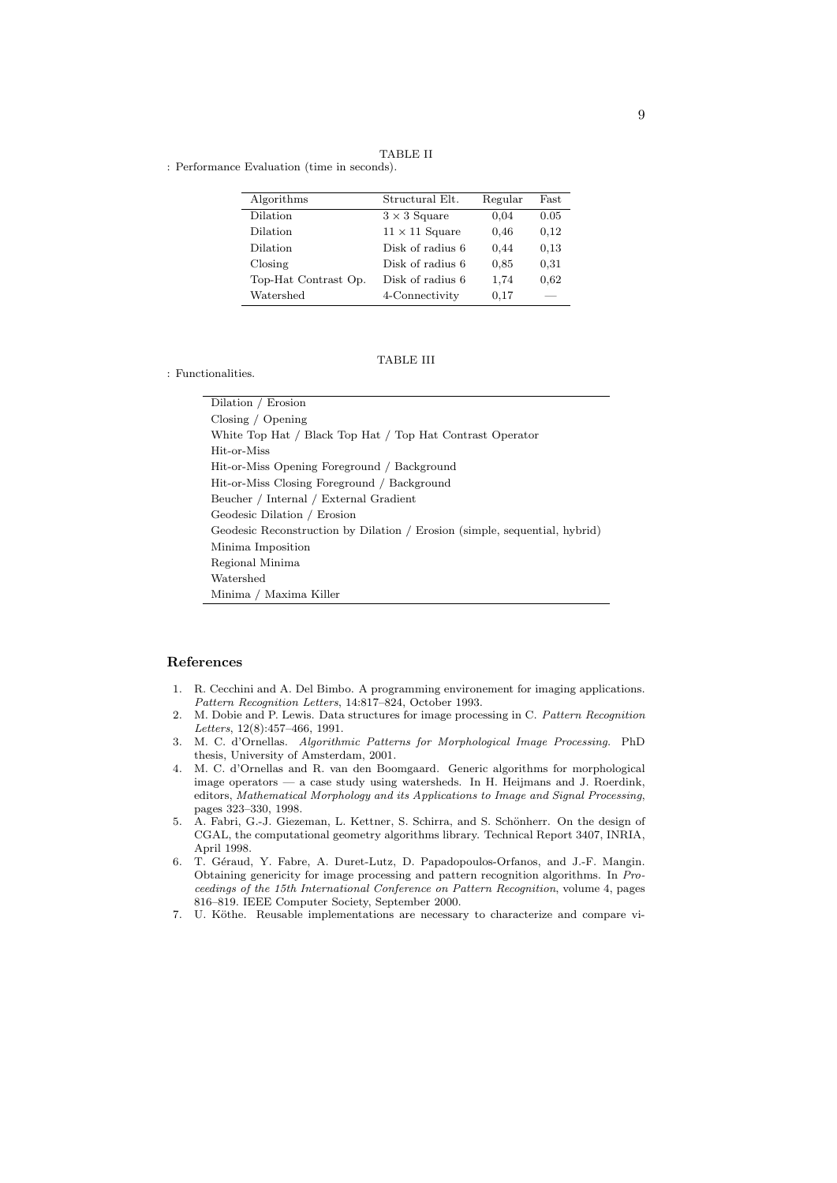TABLE II

: Performance Evaluation (time in seconds).

| Algorithms | Structural Elt. | Regular | Fast |
|---|---|---|---|
| Dilation | $3 \times 3$ Square | 0,04 | 0.05 |
| Dilation | $11 \times 11$ Square | 0,46 | 0,12 |
| Dilation | Disk of radius 6 | 0,44 | 0,13 |
| Closing | Disk of radius 6 | 0,85 | 0,31 |
| Top-Hat Contrast Op. | Disk of radius 6 | 1,74 | 0,62 |
| Watershed | 4-Connectivity | 0,17 | — |

TABLE III

: Functionalities.

| |
|---|
| Dilation / Erosion |
| Closing / Opening |
| White Top Hat / Black Top Hat / Top Hat Contrast Operator |
| Hit-or-Miss |
| Hit-or-Miss Opening Foreground / Background |
| Hit-or-Miss Closing Foreground / Background |
| Beucher / Internal / External Gradient |
| Geodesic Dilation / Erosion |
| Geodesic Reconstruction by Dilation / Erosion (simple, sequential, hybrid) |
| Minima Imposition |
| Regional Minima |
| Watershed |
| Minima / Maxima Killer |

## References

1. R. Cecchini and A. Del Bimbo. A programming environement for imaging applications. *Pattern Recognition Letters*, 14:817–824, October 1993.
2. M. Dobie and P. Lewis. Data structures for image processing in C. *Pattern Recognition Letters*, 12(8):457–466, 1991.
3. M. C. d'Ornellas. *Algorithmic Patterns for Morphological Image Processing*. PhD thesis, University of Amsterdam, 2001.
4. M. C. d'Ornellas and R. van den Boomgaard. Generic algorithms for morphological image operators — a case study using watersheds. In H. Heijmans and J. Roerdink, editors, *Mathematical Morphology and its Applications to Image and Signal Processing*, pages 323–330, 1998.
5. A. Fabri, G.-J. Giezeman, L. Kettner, S. Schirra, and S. Schönherr. On the design of CGAL, the computational geometry algorithms library. Technical Report 3407, INRIA, April 1998.
6. T. Géraud, Y. Fabre, A. Duret-Lutz, D. Papadopoulos-Orfanos, and J.-F. Mangin. Obtaining genericity for image processing and pattern recognition algorithms. In *Proceedings of the 15th International Conference on Pattern Recognition*, volume 4, pages 816–819. IEEE Computer Society, September 2000.
7. U. Köthe. Reusable implementations are necessary to characterize and compare vi-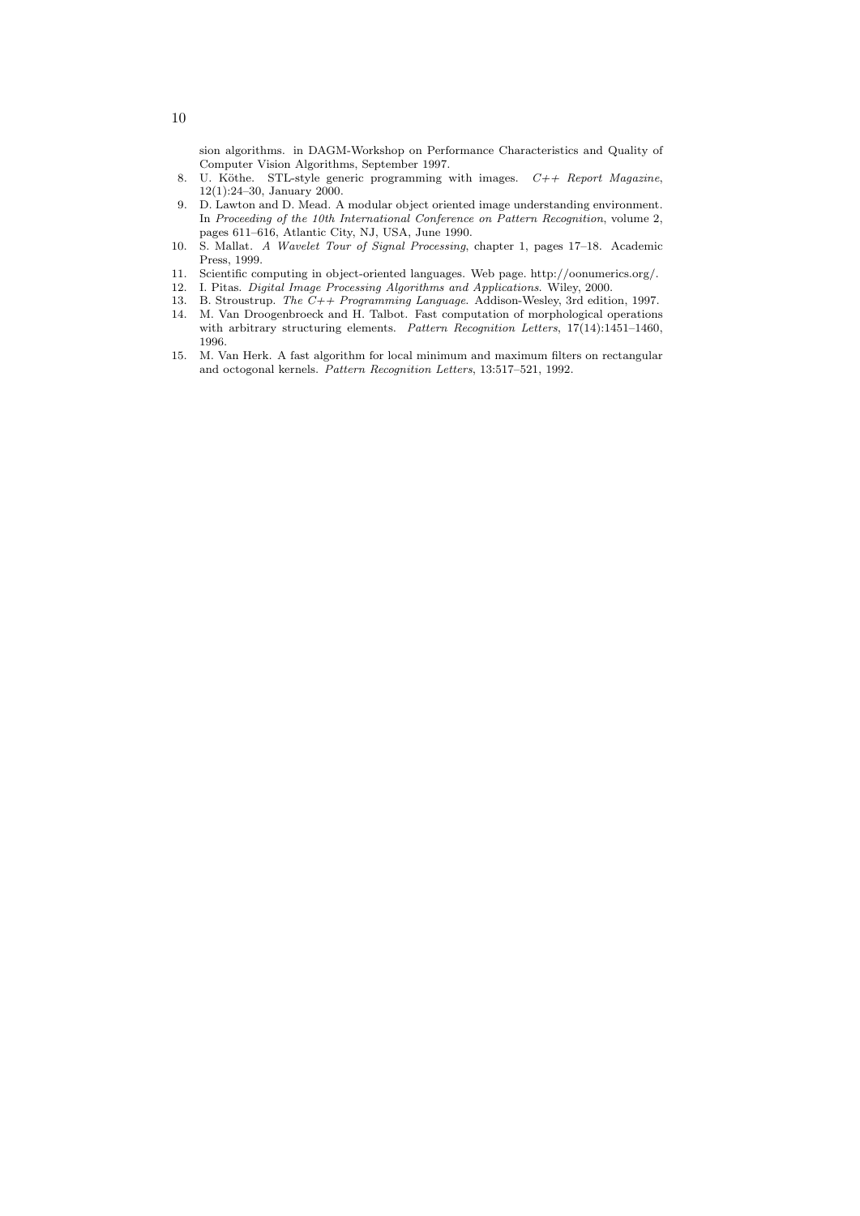sion algorithms. in DAGM-Workshop on Performance Characteristics and Quality of Computer Vision Algorithms, September 1997.

8. U. Köthe. STL-style generic programming with images. *C++ Report Magazine*, 12(1):24–30, January 2000.
9. D. Lawton and D. Mead. A modular object oriented image understanding environment. In *Proceeding of the 10th International Conference on Pattern Recognition*, volume 2, pages 611–616, Atlantic City, NJ, USA, June 1990.
10. S. Mallat. *A Wavelet Tour of Signal Processing*, chapter 1, pages 17–18. Academic Press, 1999.
11. Scientific computing in object-oriented languages. Web page. http://oonumerics.org/.
12. I. Pitas. *Digital Image Processing Algorithms and Applications*. Wiley, 2000.
13. B. Stroustrup. *The C++ Programming Language*. Addison-Wesley, 3rd edition, 1997.
14. M. Van Droogenbroeck and H. Talbot. Fast computation of morphological operations with arbitrary structuring elements. *Pattern Recognition Letters*, 17(14):1451–1460, 1996.
15. M. Van Herk. A fast algorithm for local minimum and maximum filters on rectangular and octogonal kernels. *Pattern Recognition Letters*, 13:517–521, 1992.